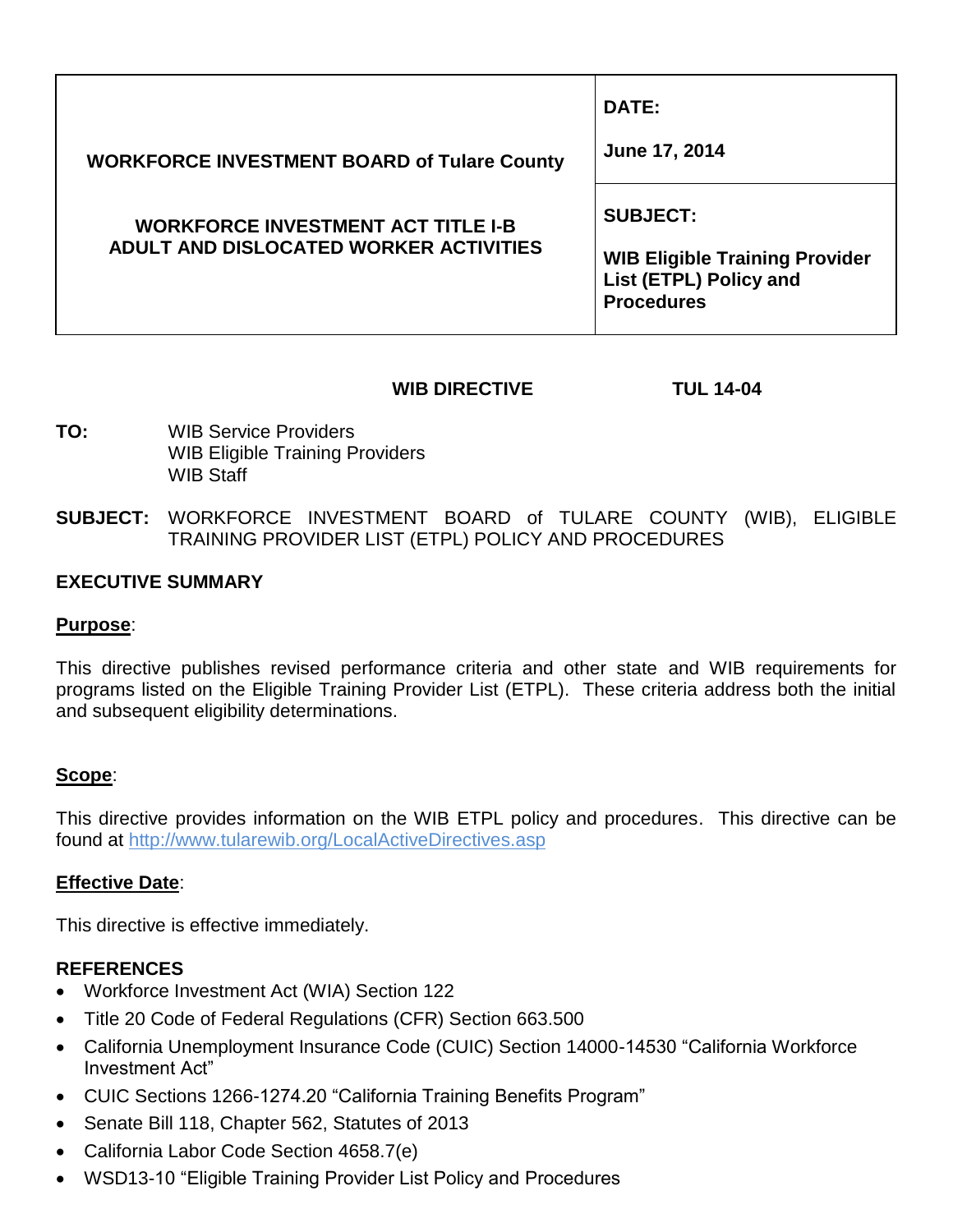| WORKFORCE INVESTMENT BOARD of Tulare County | **DATE:**<br><br>**June 17, 2014** |
| --- | --- |
| **WORKFORCE INVESTMENT ACT TITLE I-B<br>ADULT AND DISLOCATED WORKER ACTIVITIES** | **SUBJECT:**<br><br>**WIB Eligible Training Provider List (ETPL) Policy and Procedures** |

**WIB DIRECTIVE TUL 14-04**

**TO:** WIB Service Providers
WIB Eligible Training Providers
WIB Staff

**SUBJECT:** WORKFORCE INVESTMENT BOARD of TULARE COUNTY (WIB), ELIGIBLE TRAINING PROVIDER LIST (ETPL) POLICY AND PROCEDURES

## EXECUTIVE SUMMARY

**Purpose**:

This directive publishes revised performance criteria and other state and WIB requirements for programs listed on the Eligible Training Provider List (ETPL). These criteria address both the initial and subsequent eligibility determinations.

**Scope**:

This directive provides information on the WIB ETPL policy and procedures. This directive can be found at http://www.tularewib.org/LocalActiveDirectives.asp

**Effective Date**:

This directive is effective immediately.

## REFERENCES

- Workforce Investment Act (WIA) Section 122
- Title 20 Code of Federal Regulations (CFR) Section 663.500
- California Unemployment Insurance Code (CUIC) Section 14000-14530 "California Workforce Investment Act"
- CUIC Sections 1266-1274.20 "California Training Benefits Program"
- Senate Bill 118, Chapter 562, Statutes of 2013
- California Labor Code Section 4658.7(e)
- WSD13-10 "Eligible Training Provider List Policy and Procedures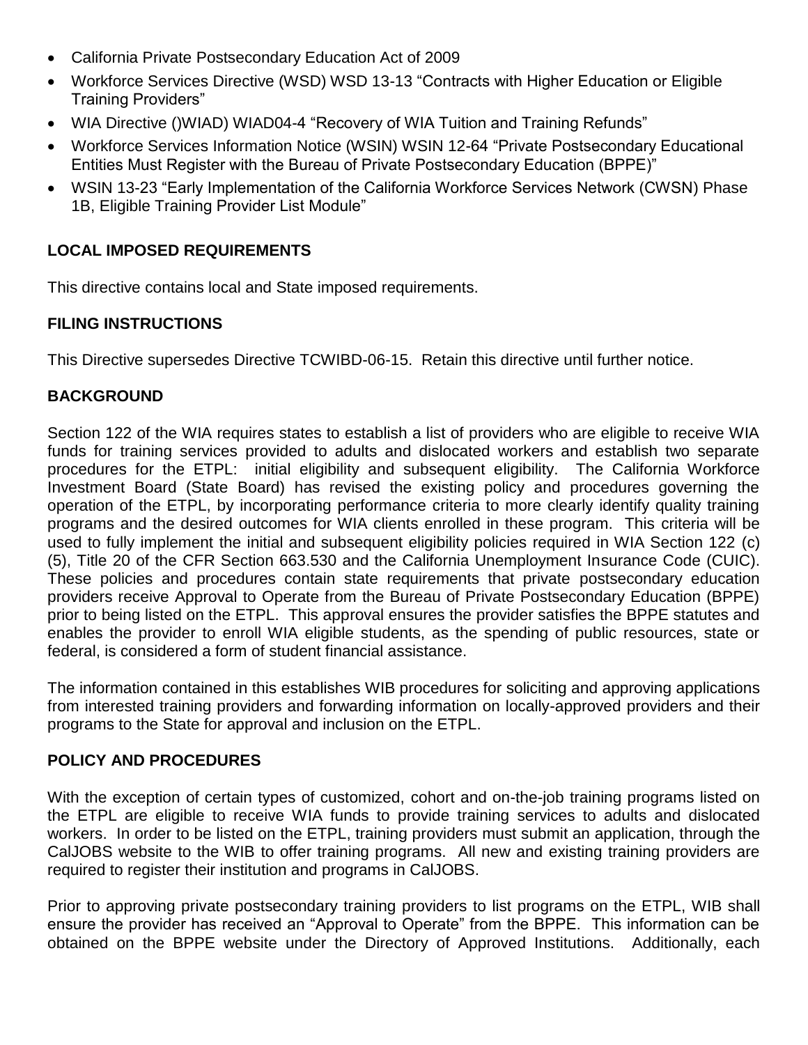- California Private Postsecondary Education Act of 2009
- Workforce Services Directive (WSD) WSD 13-13 "Contracts with Higher Education or Eligible Training Providers"
- WIA Directive ()WIAD) WIAD04-4 "Recovery of WIA Tuition and Training Refunds"
- Workforce Services Information Notice (WSIN) WSIN 12-64 "Private Postsecondary Educational Entities Must Register with the Bureau of Private Postsecondary Education (BPPE)"
- WSIN 13-23 "Early Implementation of the California Workforce Services Network (CWSN) Phase 1B, Eligible Training Provider List Module"

**LOCAL IMPOSED REQUIREMENTS**

This directive contains local and State imposed requirements.

**FILING INSTRUCTIONS**

This Directive supersedes Directive TCWIBD-06-15. Retain this directive until further notice.

**BACKGROUND**

Section 122 of the WIA requires states to establish a list of providers who are eligible to receive WIA funds for training services provided to adults and dislocated workers and establish two separate procedures for the ETPL: initial eligibility and subsequent eligibility. The California Workforce Investment Board (State Board) has revised the existing policy and procedures governing the operation of the ETPL, by incorporating performance criteria to more clearly identify quality training programs and the desired outcomes for WIA clients enrolled in these program. This criteria will be used to fully implement the initial and subsequent eligibility policies required in WIA Section 122 (c) (5), Title 20 of the CFR Section 663.530 and the California Unemployment Insurance Code (CUIC). These policies and procedures contain state requirements that private postsecondary education providers receive Approval to Operate from the Bureau of Private Postsecondary Education (BPPE) prior to being listed on the ETPL. This approval ensures the provider satisfies the BPPE statutes and enables the provider to enroll WIA eligible students, as the spending of public resources, state or federal, is considered a form of student financial assistance.

The information contained in this establishes WIB procedures for soliciting and approving applications from interested training providers and forwarding information on locally-approved providers and their programs to the State for approval and inclusion on the ETPL.

**POLICY AND PROCEDURES**

With the exception of certain types of customized, cohort and on-the-job training programs listed on the ETPL are eligible to receive WIA funds to provide training services to adults and dislocated workers. In order to be listed on the ETPL, training providers must submit an application, through the CalJOBS website to the WIB to offer training programs. All new and existing training providers are required to register their institution and programs in CalJOBS.

Prior to approving private postsecondary training providers to list programs on the ETPL, WIB shall ensure the provider has received an "Approval to Operate" from the BPPE. This information can be obtained on the BPPE website under the Directory of Approved Institutions. Additionally, each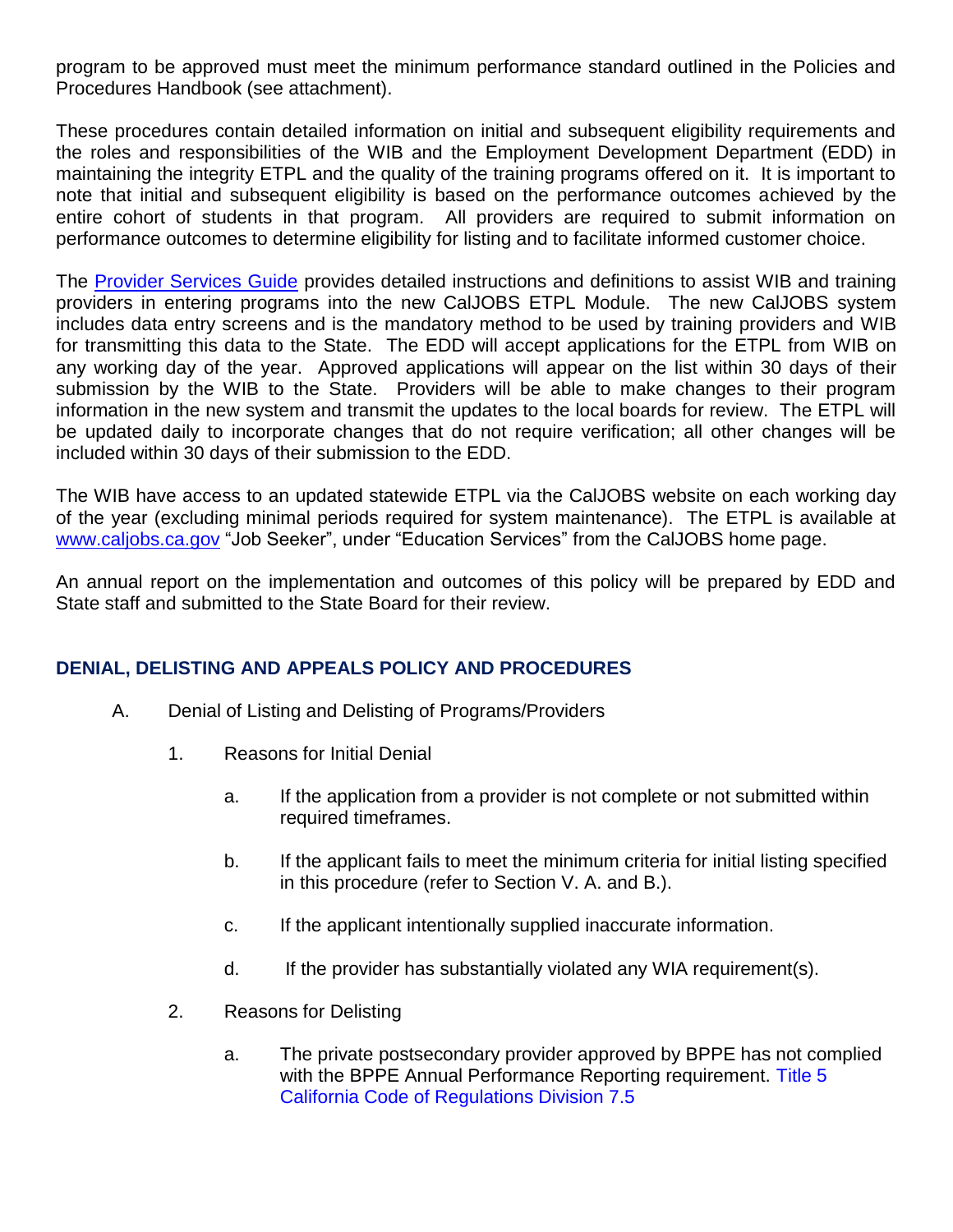program to be approved must meet the minimum performance standard outlined in the Policies and Procedures Handbook (see attachment).

These procedures contain detailed information on initial and subsequent eligibility requirements and the roles and responsibilities of the WIB and the Employment Development Department (EDD) in maintaining the integrity ETPL and the quality of the training programs offered on it. It is important to note that initial and subsequent eligibility is based on the performance outcomes achieved by the entire cohort of students in that program. All providers are required to submit information on performance outcomes to determine eligibility for listing and to facilitate informed customer choice.

The Provider Services Guide provides detailed instructions and definitions to assist WIB and training providers in entering programs into the new CalJOBS ETPL Module. The new CalJOBS system includes data entry screens and is the mandatory method to be used by training providers and WIB for transmitting this data to the State. The EDD will accept applications for the ETPL from WIB on any working day of the year. Approved applications will appear on the list within 30 days of their submission by the WIB to the State. Providers will be able to make changes to their program information in the new system and transmit the updates to the local boards for review. The ETPL will be updated daily to incorporate changes that do not require verification; all other changes will be included within 30 days of their submission to the EDD.

The WIB have access to an updated statewide ETPL via the CalJOBS website on each working day of the year (excluding minimal periods required for system maintenance). The ETPL is available at www.caljobs.ca.gov "Job Seeker", under "Education Services" from the CalJOBS home page.

An annual report on the implementation and outcomes of this policy will be prepared by EDD and State staff and submitted to the State Board for their review.

## DENIAL, DELISTING AND APPEALS POLICY AND PROCEDURES

A. Denial of Listing and Delisting of Programs/Providers

1. Reasons for Initial Denial

   a. If the application from a provider is not complete or not submitted within required timeframes.

   b. If the applicant fails to meet the minimum criteria for initial listing specified in this procedure (refer to Section V. A. and B.).

   c. If the applicant intentionally supplied inaccurate information.

   d. If the provider has substantially violated any WIA requirement(s).

2. Reasons for Delisting

   a. The private postsecondary provider approved by BPPE has not complied with the BPPE Annual Performance Reporting requirement. Title 5 California Code of Regulations Division 7.5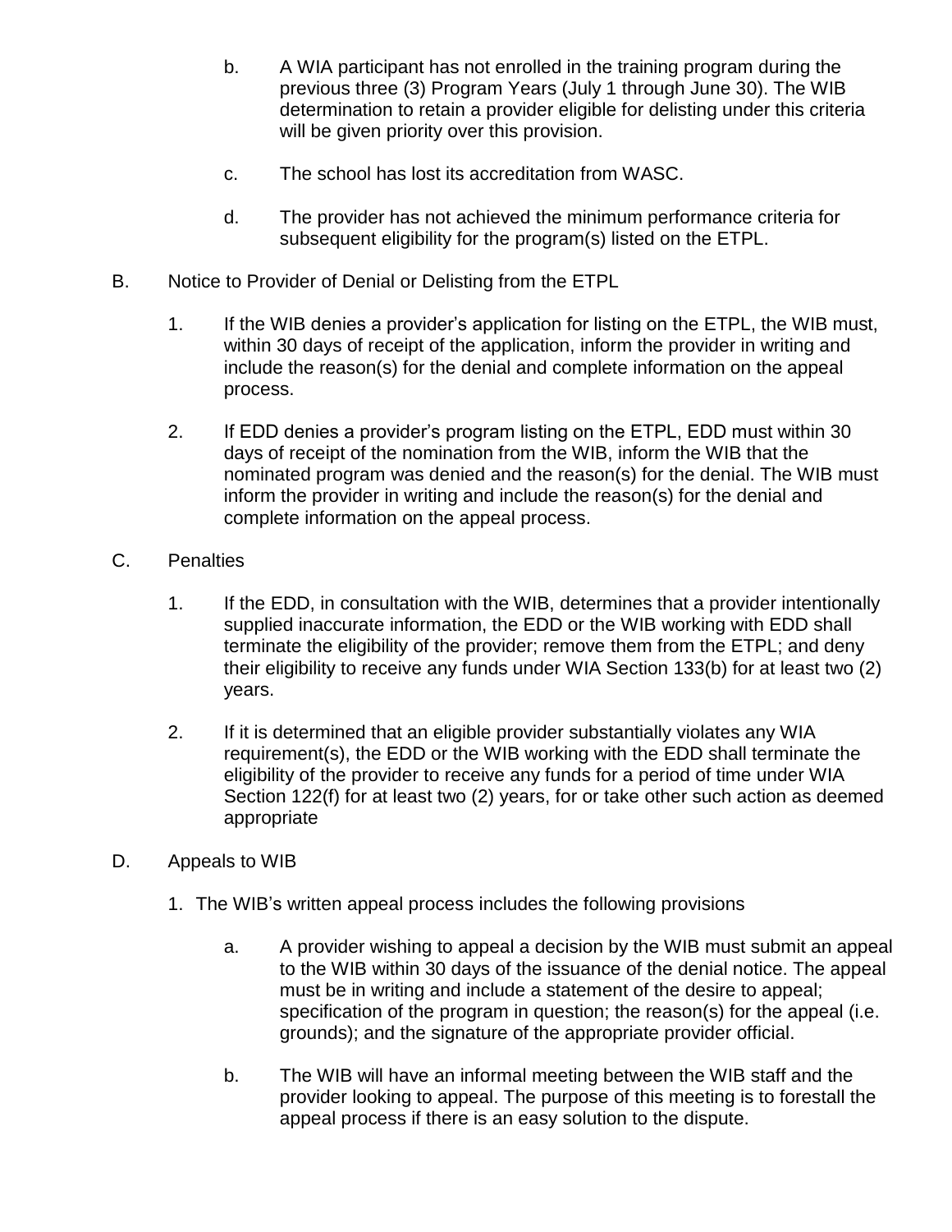b. A WIA participant has not enrolled in the training program during the previous three (3) Program Years (July 1 through June 30). The WIB determination to retain a provider eligible for delisting under this criteria will be given priority over this provision.

c. The school has lost its accreditation from WASC.

d. The provider has not achieved the minimum performance criteria for subsequent eligibility for the program(s) listed on the ETPL.

B. Notice to Provider of Denial or Delisting from the ETPL

1. If the WIB denies a provider's application for listing on the ETPL, the WIB must, within 30 days of receipt of the application, inform the provider in writing and include the reason(s) for the denial and complete information on the appeal process.

2. If EDD denies a provider's program listing on the ETPL, EDD must within 30 days of receipt of the nomination from the WIB, inform the WIB that the nominated program was denied and the reason(s) for the denial. The WIB must inform the provider in writing and include the reason(s) for the denial and complete information on the appeal process.

C. Penalties

1. If the EDD, in consultation with the WIB, determines that a provider intentionally supplied inaccurate information, the EDD or the WIB working with EDD shall terminate the eligibility of the provider; remove them from the ETPL; and deny their eligibility to receive any funds under WIA Section 133(b) for at least two (2) years.

2. If it is determined that an eligible provider substantially violates any WIA requirement(s), the EDD or the WIB working with the EDD shall terminate the eligibility of the provider to receive any funds for a period of time under WIA Section 122(f) for at least two (2) years, for or take other such action as deemed appropriate

D. Appeals to WIB

1. The WIB's written appeal process includes the following provisions

a. A provider wishing to appeal a decision by the WIB must submit an appeal to the WIB within 30 days of the issuance of the denial notice. The appeal must be in writing and include a statement of the desire to appeal; specification of the program in question; the reason(s) for the appeal (i.e. grounds); and the signature of the appropriate provider official.

b. The WIB will have an informal meeting between the WIB staff and the provider looking to appeal. The purpose of this meeting is to forestall the appeal process if there is an easy solution to the dispute.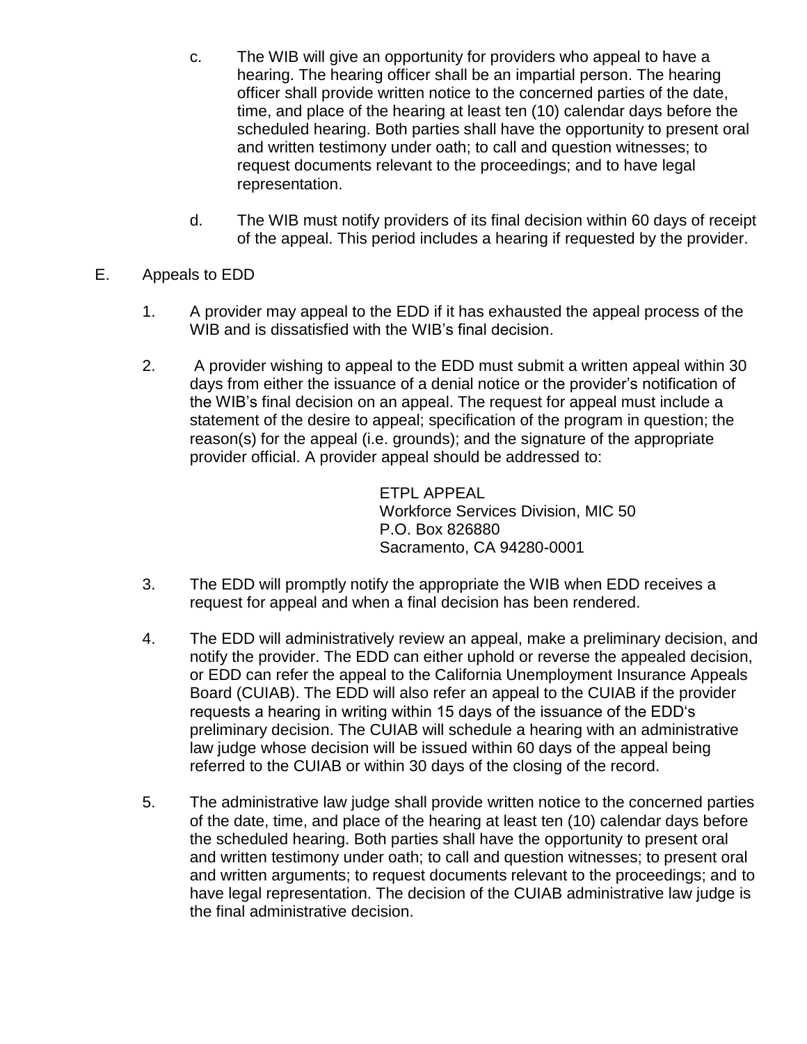c. The WIB will give an opportunity for providers who appeal to have a hearing. The hearing officer shall be an impartial person. The hearing officer shall provide written notice to the concerned parties of the date, time, and place of the hearing at least ten (10) calendar days before the scheduled hearing. Both parties shall have the opportunity to present oral and written testimony under oath; to call and question witnesses; to request documents relevant to the proceedings; and to have legal representation.

d. The WIB must notify providers of its final decision within 60 days of receipt of the appeal. This period includes a hearing if requested by the provider.

E. Appeals to EDD

1. A provider may appeal to the EDD if it has exhausted the appeal process of the WIB and is dissatisfied with the WIB's final decision.

2. A provider wishing to appeal to the EDD must submit a written appeal within 30 days from either the issuance of a denial notice or the provider's notification of the WIB's final decision on an appeal. The request for appeal must include a statement of the desire to appeal; specification of the program in question; the reason(s) for the appeal (i.e. grounds); and the signature of the appropriate provider official. A provider appeal should be addressed to:

   ETPL APPEAL
   Workforce Services Division, MIC 50
   P.O. Box 826880
   Sacramento, CA 94280-0001

3. The EDD will promptly notify the appropriate the WIB when EDD receives a request for appeal and when a final decision has been rendered.

4. The EDD will administratively review an appeal, make a preliminary decision, and notify the provider. The EDD can either uphold or reverse the appealed decision, or EDD can refer the appeal to the California Unemployment Insurance Appeals Board (CUIAB). The EDD will also refer an appeal to the CUIAB if the provider requests a hearing in writing within 15 days of the issuance of the EDD's preliminary decision. The CUIAB will schedule a hearing with an administrative law judge whose decision will be issued within 60 days of the appeal being referred to the CUIAB or within 30 days of the closing of the record.

5. The administrative law judge shall provide written notice to the concerned parties of the date, time, and place of the hearing at least ten (10) calendar days before the scheduled hearing. Both parties shall have the opportunity to present oral and written testimony under oath; to call and question witnesses; to present oral and written arguments; to request documents relevant to the proceedings; and to have legal representation. The decision of the CUIAB administrative law judge is the final administrative decision.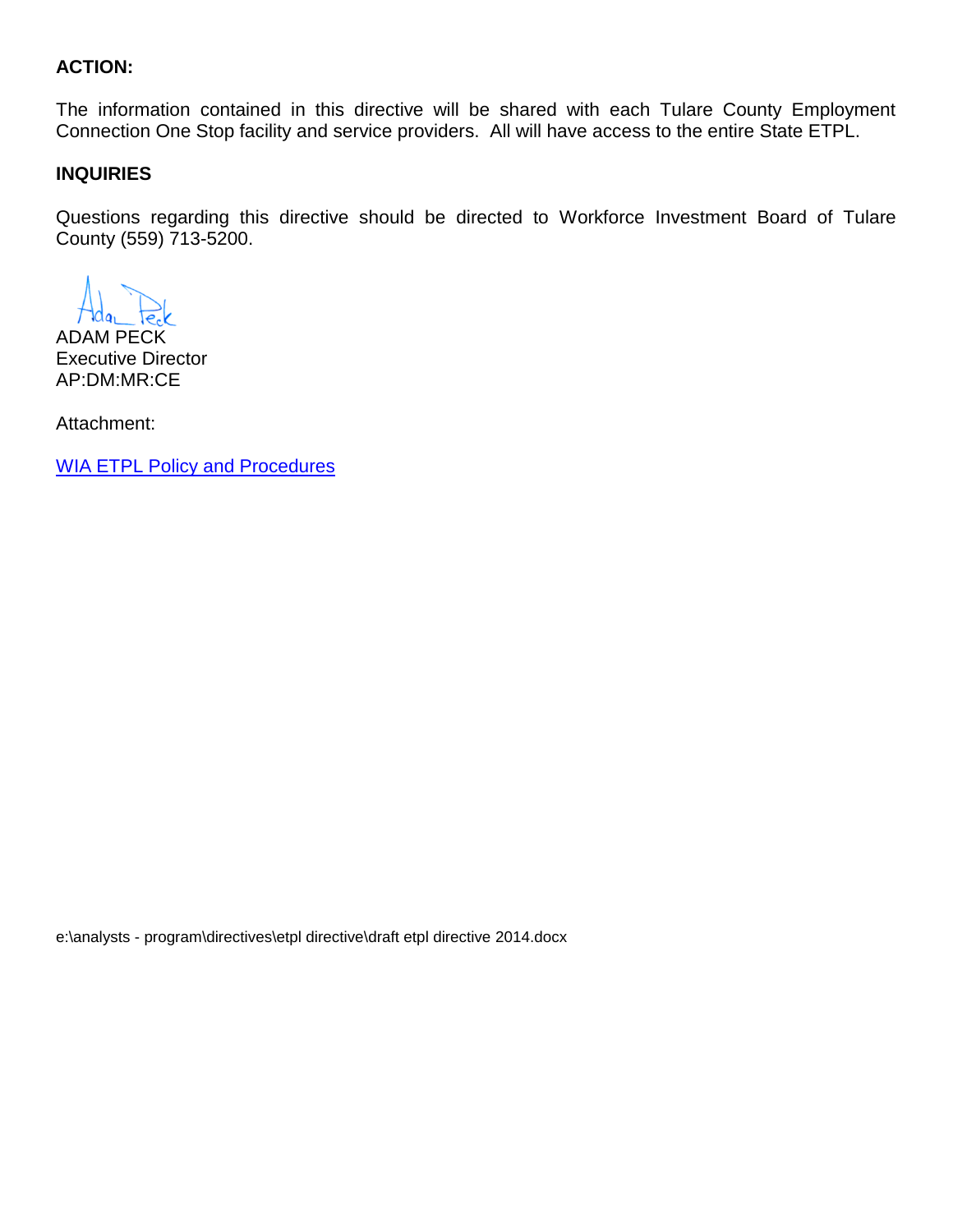**ACTION:**

The information contained in this directive will be shared with each Tulare County Employment Connection One Stop facility and service providers. All will have access to the entire State ETPL.

**INQUIRIES**

Questions regarding this directive should be directed to Workforce Investment Board of Tulare County (559) 713-5200.

ADAM PECK
Executive Director
AP:DM:MR:CE

Attachment:

WIA ETPL Policy and Procedures

e:\analysts - program\directives\etpl directive\draft etpl directive 2014.docx